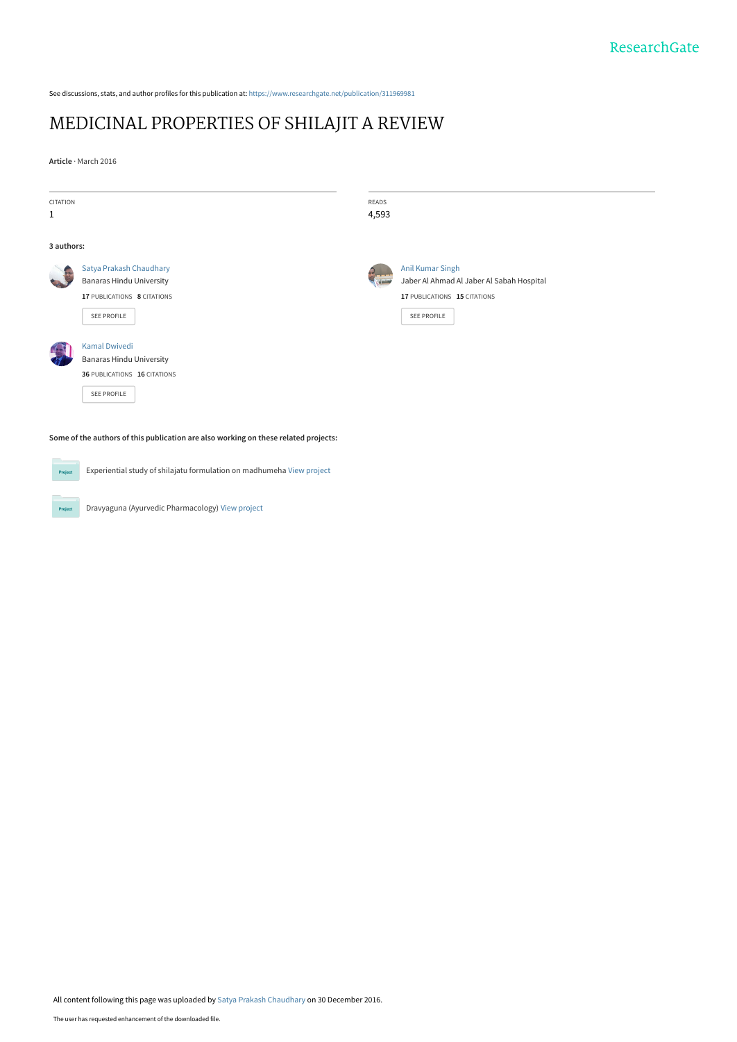See discussions, stats, and author profiles for this publication at: https://www.researchgate.net/publication/311969981

# MEDICINAL PROPERTIES OF SHILAJIT A REVIEW

**Article** · March 2016

| CITATION | READS |
| --- | --- |
| 1 | 4,593 |

**3 authors:**

**Satya Prakash Chaudhary**
Banaras Hindu University
**17** PUBLICATIONS **8** CITATIONS
SEE PROFILE

**Anil Kumar Singh**
Jaber Al Ahmad Al Jaber Al Sabah Hospital
**17** PUBLICATIONS **15** CITATIONS
SEE PROFILE

**Kamal Dwivedi**
Banaras Hindu University
**36** PUBLICATIONS **16** CITATIONS
SEE PROFILE

**Some of the authors of this publication are also working on these related projects:**

Experiential study of shilajatu formulation on madhumeha View project

Dravyaguna (Ayurvedic Pharmacology) View project

All content following this page was uploaded by Satya Prakash Chaudhary on 30 December 2016.

The user has requested enhancement of the downloaded file.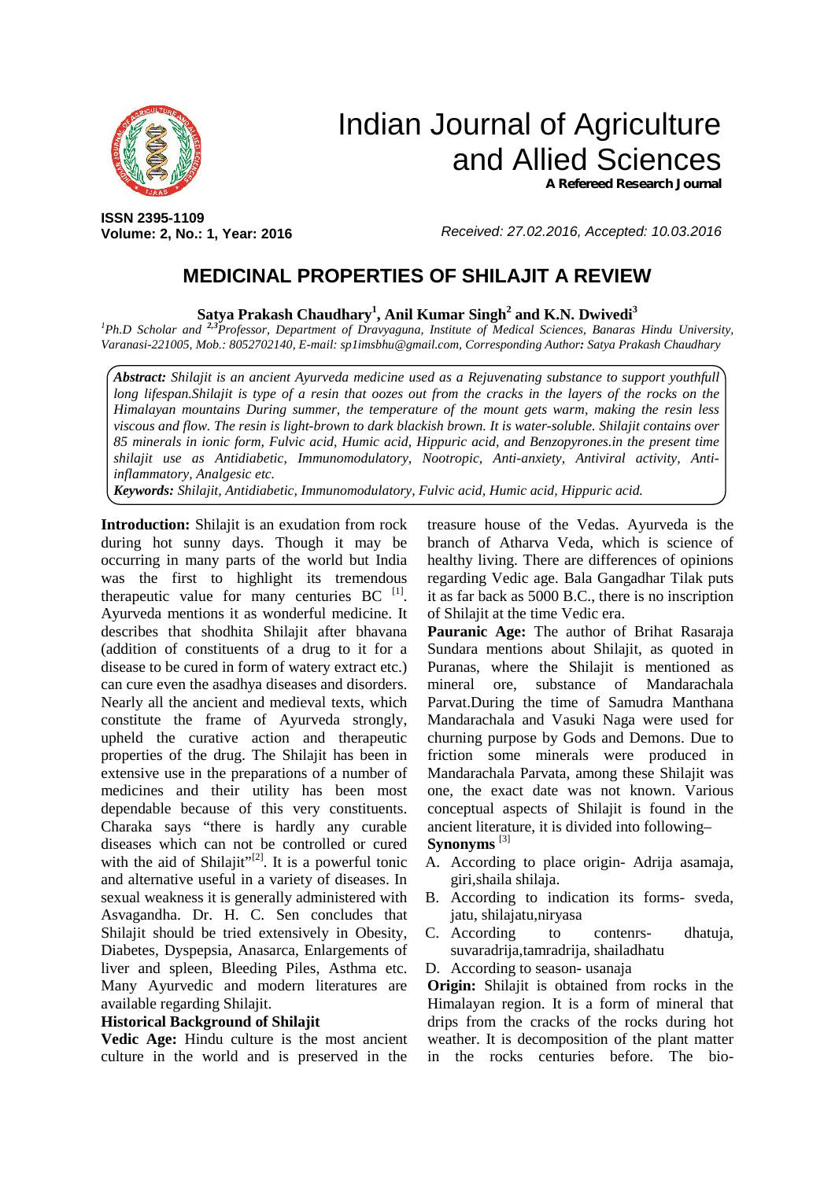# Indian Journal of Agriculture and Allied Sciences

**A Refereed Research Journal**

**ISSN 2395-1109**
**Volume: 2, No.: 1, Year: 2016**

*Received: 27.02.2016, Accepted: 10.03.2016*

## MEDICINAL PROPERTIES OF SHILAJIT A REVIEW

**Satya Prakash Chaudhary[1], Anil Kumar Singh[2] and K.N. Dwivedi[3]**

*[1]Ph.D Scholar and [2,3]Professor, Department of Dravyaguna, Institute of Medical Sciences, Banaras Hindu University, Varanasi-221005, Mob.: 8052702140, E-mail: sp1imsbhu@gmail.com, Corresponding Author: Satya Prakash Chaudhary*

***Abstract:*** *Shilajit is an ancient Ayurveda medicine used as a Rejuvenating substance to support youthfull long lifespan.Shilajit is type of a resin that oozes out from the cracks in the layers of the rocks on the Himalayan mountains During summer, the temperature of the mount gets warm, making the resin less viscous and flow. The resin is light-brown to dark blackish brown. It is water-soluble. Shilajit contains over 85 minerals in ionic form, Fulvic acid, Humic acid, Hippuric acid, and Benzopyrones.in the present time shilajit use as Antidiabetic, Immunomodulatory, Nootropic, Anti-anxiety, Antiviral activity, Anti-inflammatory, Analgesic etc.*

***Keywords:*** *Shilajit, Antidiabetic, Immunomodulatory, Fulvic acid, Humic acid, Hippuric acid.*

**Introduction:** Shilajit is an exudation from rock during hot sunny days. Though it may be occurring in many parts of the world but India was the first to highlight its tremendous therapeutic value for many centuries BC [1]. Ayurveda mentions it as wonderful medicine. It describes that shodhita Shilajit after bhavana (addition of constituents of a drug to it for a disease to be cured in form of watery extract etc.) can cure even the asadhya diseases and disorders. Nearly all the ancient and medieval texts, which constitute the frame of Ayurveda strongly, upheld the curative action and therapeutic properties of the drug. The Shilajit has been in extensive use in the preparations of a number of medicines and their utility has been most dependable because of this very constituents. Charaka says "there is hardly any curable diseases which can not be controlled or cured with the aid of Shilajit"[2]. It is a powerful tonic and alternative useful in a variety of diseases. In sexual weakness it is generally administered with Asvagandha. Dr. H. C. Sen concludes that Shilajit should be tried extensively in Obesity, Diabetes, Dyspepsia, Anasarca, Enlargements of liver and spleen, Bleeding Piles, Asthma etc. Many Ayurvedic and modern literatures are available regarding Shilajit.

**Historical Background of Shilajit**

**Vedic Age:** Hindu culture is the most ancient culture in the world and is preserved in the treasure house of the Vedas. Ayurveda is the branch of Atharva Veda, which is science of healthy living. There are differences of opinions regarding Vedic age. Bala Gangadhar Tilak puts it as far back as 5000 B.C., there is no inscription of Shilajit at the time Vedic era.

**Pauranic Age:** The author of Brihat Rasaraja Sundara mentions about Shilajit, as quoted in Puranas, where the Shilajit is mentioned as mineral ore, substance of Mandarachala Parvat.During the time of Samudra Manthana Mandarachala and Vasuki Naga were used for churning purpose by Gods and Demons. Due to friction some minerals were produced in Mandarachala Parvata, among these Shilajit was one, the exact date was not known. Various conceptual aspects of Shilajit is found in the ancient literature, it is divided into following–

**Synonyms** [3]

A. According to place origin- Adrija asamaja, giri,shaila shilaja.
B. According to indication its forms- sveda, jatu, shilajatu,niryasa
C. According to contenrs- dhatuja, suvaradrija,tamradrija, shailadhatu
D. According to season- usanaja

**Origin:** Shilajit is obtained from rocks in the Himalayan region. It is a form of mineral that drips from the cracks of the rocks during hot weather. It is decomposition of the plant matter in the rocks centuries before. The bio-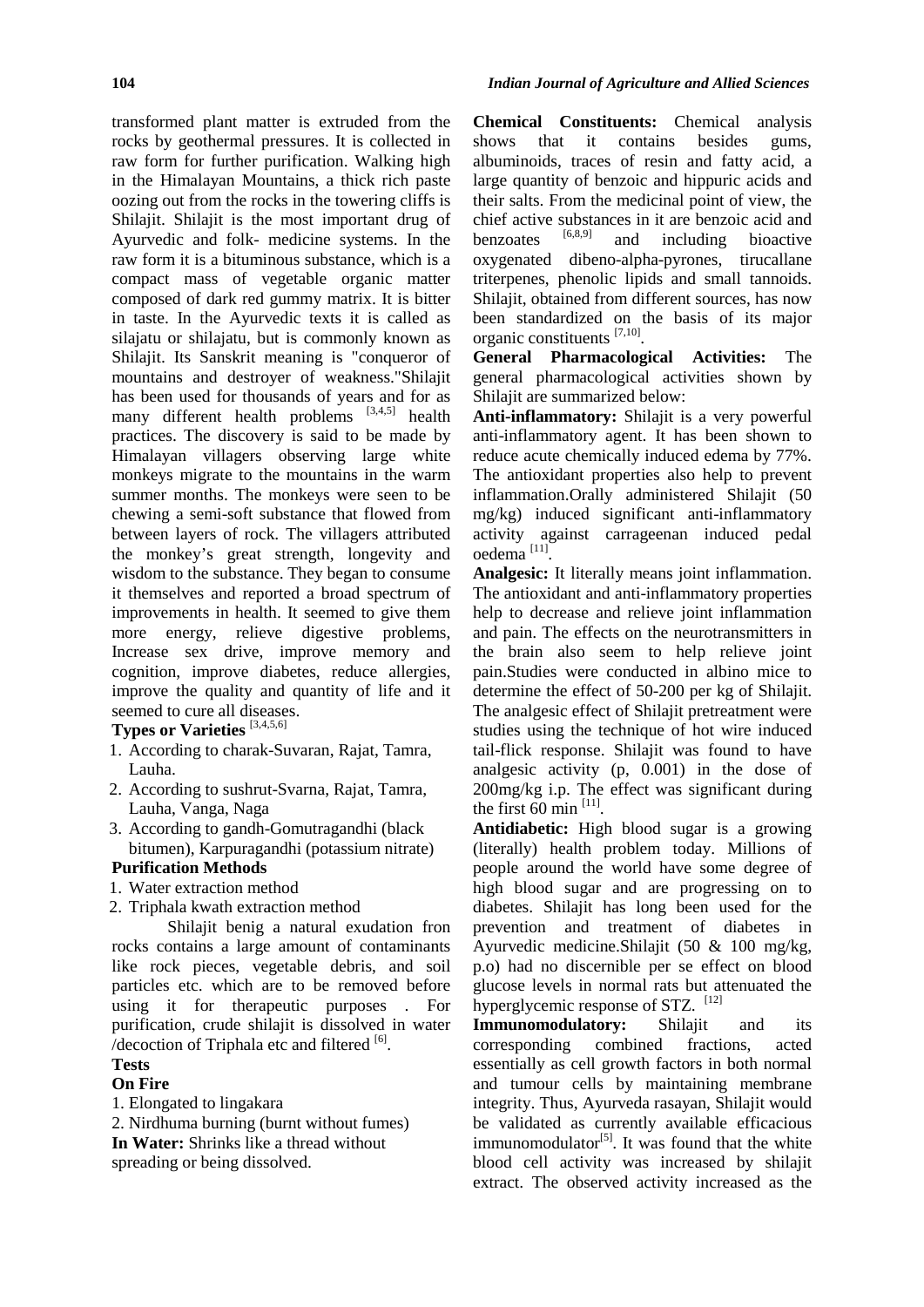transformed plant matter is extruded from the rocks by geothermal pressures. It is collected in raw form for further purification. Walking high in the Himalayan Mountains, a thick rich paste oozing out from the rocks in the towering cliffs is Shilajit. Shilajit is the most important drug of Ayurvedic and folk- medicine systems. In the raw form it is a bituminous substance, which is a compact mass of vegetable organic matter composed of dark red gummy matrix. It is bitter in taste. In the Ayurvedic texts it is called as silajatu or shilajatu, but is commonly known as Shilajit. Its Sanskrit meaning is "conqueror of mountains and destroyer of weakness."Shilajit has been used for thousands of years and for as many different health problems [3,4,5] health practices. The discovery is said to be made by Himalayan villagers observing large white monkeys migrate to the mountains in the warm summer months. The monkeys were seen to be chewing a semi-soft substance that flowed from between layers of rock. The villagers attributed the monkey's great strength, longevity and wisdom to the substance. They began to consume it themselves and reported a broad spectrum of improvements in health. It seemed to give them more energy, relieve digestive problems, Increase sex drive, improve memory and cognition, improve diabetes, reduce allergies, improve the quality and quantity of life and it seemed to cure all diseases.

**Types or Varieties** [3,4,5,6]

1. According to charak-Suvaran, Rajat, Tamra, Lauha.
2. According to sushrut-Svarna, Rajat, Tamra, Lauha, Vanga, Naga
3. According to gandh-Gomutragandhi (black bitumen), Karpuragandhi (potassium nitrate)

**Purification Methods**

1. Water extraction method
2. Triphala kwath extraction method

Shilajit benig a natural exudation fron rocks contains a large amount of contaminants like rock pieces, vegetable debris, and soil particles etc. which are to be removed before using it for therapeutic purposes . For purification, crude shilajit is dissolved in water /decoction of Triphala etc and filtered [6].

**Tests**

**On Fire**

1. Elongated to lingakara
2. Nirdhuma burning (burnt without fumes)

**In Water:** Shrinks like a thread without spreading or being dissolved.

**Chemical Constituents:** Chemical analysis shows that it contains besides gums, albuminoids, traces of resin and fatty acid, a large quantity of benzoic and hippuric acids and their salts. From the medicinal point of view, the chief active substances in it are benzoic acid and benzoates [6,8,9] and including bioactive oxygenated dibeno-alpha-pyrones, tirucallane triterpenes, phenolic lipids and small tannoids. Shilajit, obtained from different sources, has now been standardized on the basis of its major organic constituents [7,10].

**General Pharmacological Activities:** The general pharmacological activities shown by Shilajit are summarized below:

**Anti-inflammatory:** Shilajit is a very powerful anti-inflammatory agent. It has been shown to reduce acute chemically induced edema by 77%. The antioxidant properties also help to prevent inflammation.Orally administered Shilajit (50 mg/kg) induced significant anti-inflammatory activity against carrageenan induced pedal oedema [11].

**Analgesic:** It literally means joint inflammation. The antioxidant and anti-inflammatory properties help to decrease and relieve joint inflammation and pain. The effects on the neurotransmitters in the brain also seem to help relieve joint pain.Studies were conducted in albino mice to determine the effect of 50-200 per kg of Shilajit. The analgesic effect of Shilajit pretreatment were studies using the technique of hot wire induced tail-flick response. Shilajit was found to have analgesic activity (p, 0.001) in the dose of 200mg/kg i.p. The effect was significant during the first 60 min [11].

**Antidiabetic:** High blood sugar is a growing (literally) health problem today. Millions of people around the world have some degree of high blood sugar and are progressing on to diabetes. Shilajit has long been used for the prevention and treatment of diabetes in Ayurvedic medicine.Shilajit (50 & 100 mg/kg, p.o) had no discernible per se effect on blood glucose levels in normal rats but attenuated the hyperglycemic response of STZ. [12]

**Immunomodulatory:** Shilajit and its corresponding combined fractions, acted essentially as cell growth factors in both normal and tumour cells by maintaining membrane integrity. Thus, Ayurveda rasayan, Shilajit would be validated as currently available efficacious immunomodulator[5]. It was found that the white blood cell activity was increased by shilajit extract. The observed activity increased as the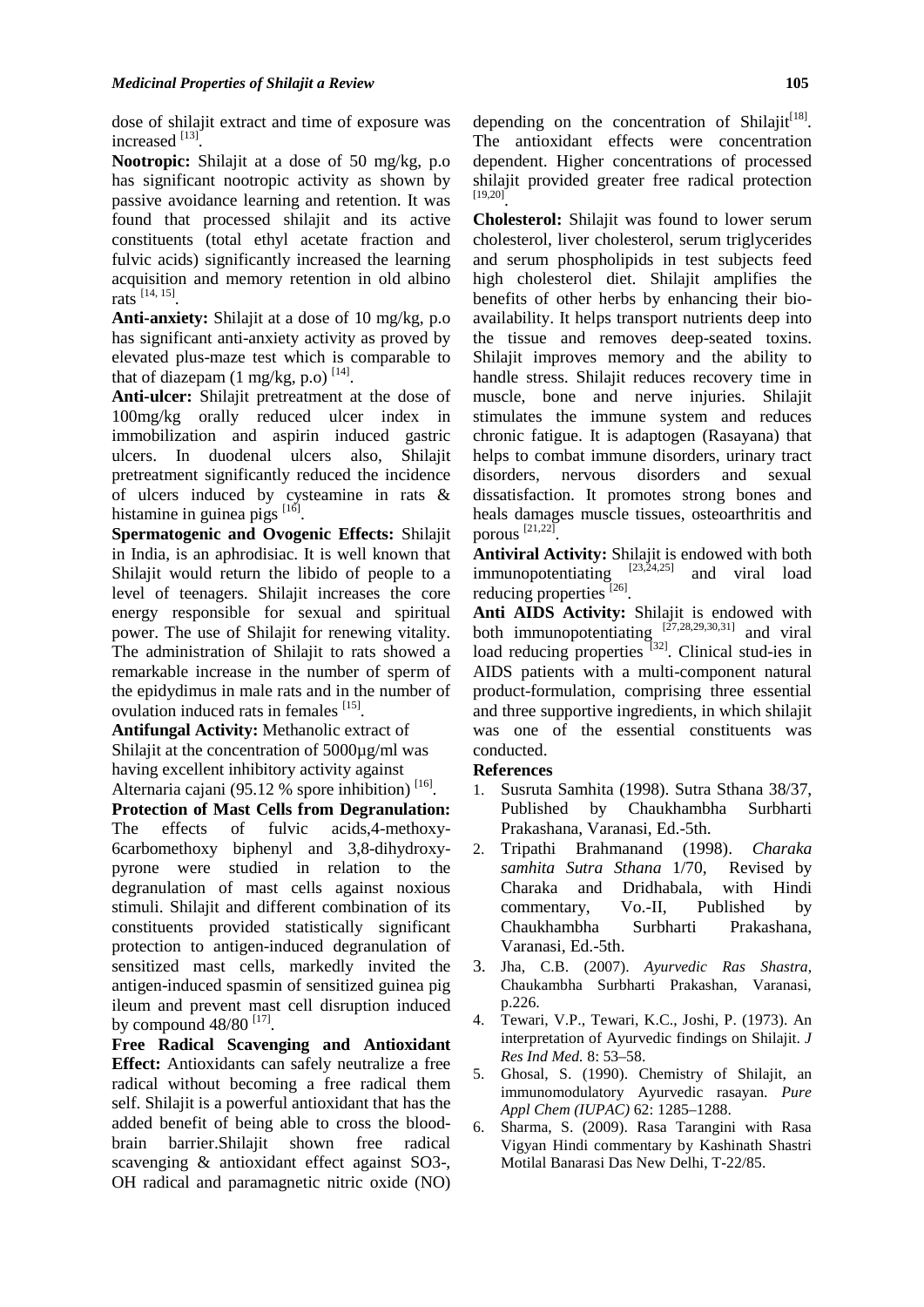dose of shilajit extract and time of exposure was increased [13].

**Nootropic:** Shilajit at a dose of 50 mg/kg, p.o has significant nootropic activity as shown by passive avoidance learning and retention. It was found that processed shilajit and its active constituents (total ethyl acetate fraction and fulvic acids) significantly increased the learning acquisition and memory retention in old albino rats [14, 15].

**Anti-anxiety:** Shilajit at a dose of 10 mg/kg, p.o has significant anti-anxiety activity as proved by elevated plus-maze test which is comparable to that of diazepam (1 mg/kg, p.o) [14].

**Anti-ulcer:** Shilajit pretreatment at the dose of 100mg/kg orally reduced ulcer index in immobilization and aspirin induced gastric ulcers. In duodenal ulcers also, Shilajit pretreatment significantly reduced the incidence of ulcers induced by cysteamine in rats & histamine in guinea pigs [16].

**Spermatogenic and Ovogenic Effects:** Shilajit in India, is an aphrodisiac. It is well known that Shilajit would return the libido of people to a level of teenagers. Shilajit increases the core energy responsible for sexual and spiritual power. The use of Shilajit for renewing vitality. The administration of Shilajit to rats showed a remarkable increase in the number of sperm of the epidydimus in male rats and in the number of ovulation induced rats in females [15].

**Antifungal Activity:** Methanolic extract of Shilajit at the concentration of 5000µg/ml was having excellent inhibitory activity against Alternaria cajani (95.12 % spore inhibition) [16].

**Protection of Mast Cells from Degranulation:** The effects of fulvic acids,4-methoxy-6carbomethoxy biphenyl and 3,8-dihydroxy-pyrone were studied in relation to the degranulation of mast cells against noxious stimuli. Shilajit and different combination of its constituents provided statistically significant protection to antigen-induced degranulation of sensitized mast cells, markedly invited the antigen-induced spasmin of sensitized guinea pig ileum and prevent mast cell disruption induced by compound 48/80 [17].

**Free Radical Scavenging and Antioxidant Effect:** Antioxidants can safely neutralize a free radical without becoming a free radical them self. Shilajit is a powerful antioxidant that has the added benefit of being able to cross the blood-brain barrier.Shilajit shown free radical scavenging & antioxidant effect against SO3-, OH radical and paramagnetic nitric oxide (NO) depending on the concentration of Shilajit[18]. The antioxidant effects were concentration dependent. Higher concentrations of processed shilajit provided greater free radical protection [19,20].

**Cholesterol:** Shilajit was found to lower serum cholesterol, liver cholesterol, serum triglycerides and serum phospholipids in test subjects feed high cholesterol diet. Shilajit amplifies the benefits of other herbs by enhancing their bio-availability. It helps transport nutrients deep into the tissue and removes deep-seated toxins. Shilajit improves memory and the ability to handle stress. Shilajit reduces recovery time in muscle, bone and nerve injuries. Shilajit stimulates the immune system and reduces chronic fatigue. It is adaptogen (Rasayana) that helps to combat immune disorders, urinary tract disorders, nervous disorders and sexual dissatisfaction. It promotes strong bones and heals damages muscle tissues, osteoarthritis and porous [21,22].

**Antiviral Activity:** Shilajit is endowed with both immunopotentiating [23,24,25] and viral load reducing properties [26].

**Anti AIDS Activity:** Shilajit is endowed with both immunopotentiating [27,28,29,30,31] and viral load reducing properties [32]. Clinical stud-ies in AIDS patients with a multi-component natural product-formulation, comprising three essential and three supportive ingredients, in which shilajit was one of the essential constituents was conducted.

## References

1. Susruta Samhita (1998). Sutra Sthana 38/37, Published by Chaukhambha Surbharti Prakashana, Varanasi, Ed.-5th.
2. Tripathi Brahmanand (1998). *Charaka samhita Sutra Sthana* 1/70, Revised by Charaka and Dridhabala, with Hindi commentary, Vo.-II, Published by Chaukhambha Surbharti Prakashana, Varanasi, Ed.-5th.
3. Jha, C.B. (2007). *Ayurvedic Ras Shastra*, Chaukambha Surbharti Prakashan, Varanasi, p.226.
4. Tewari, V.P., Tewari, K.C., Joshi, P. (1973). An interpretation of Ayurvedic findings on Shilajit. *J Res Ind Med.* 8: 53–58.
5. Ghosal, S. (1990). Chemistry of Shilajit, an immunomodulatory Ayurvedic rasayan. *Pure Appl Chem (IUPAC)* 62: 1285–1288.
6. Sharma, S. (2009). Rasa Tarangini with Rasa Vigyan Hindi commentary by Kashinath Shastri Motilal Banarasi Das New Delhi, T-22/85.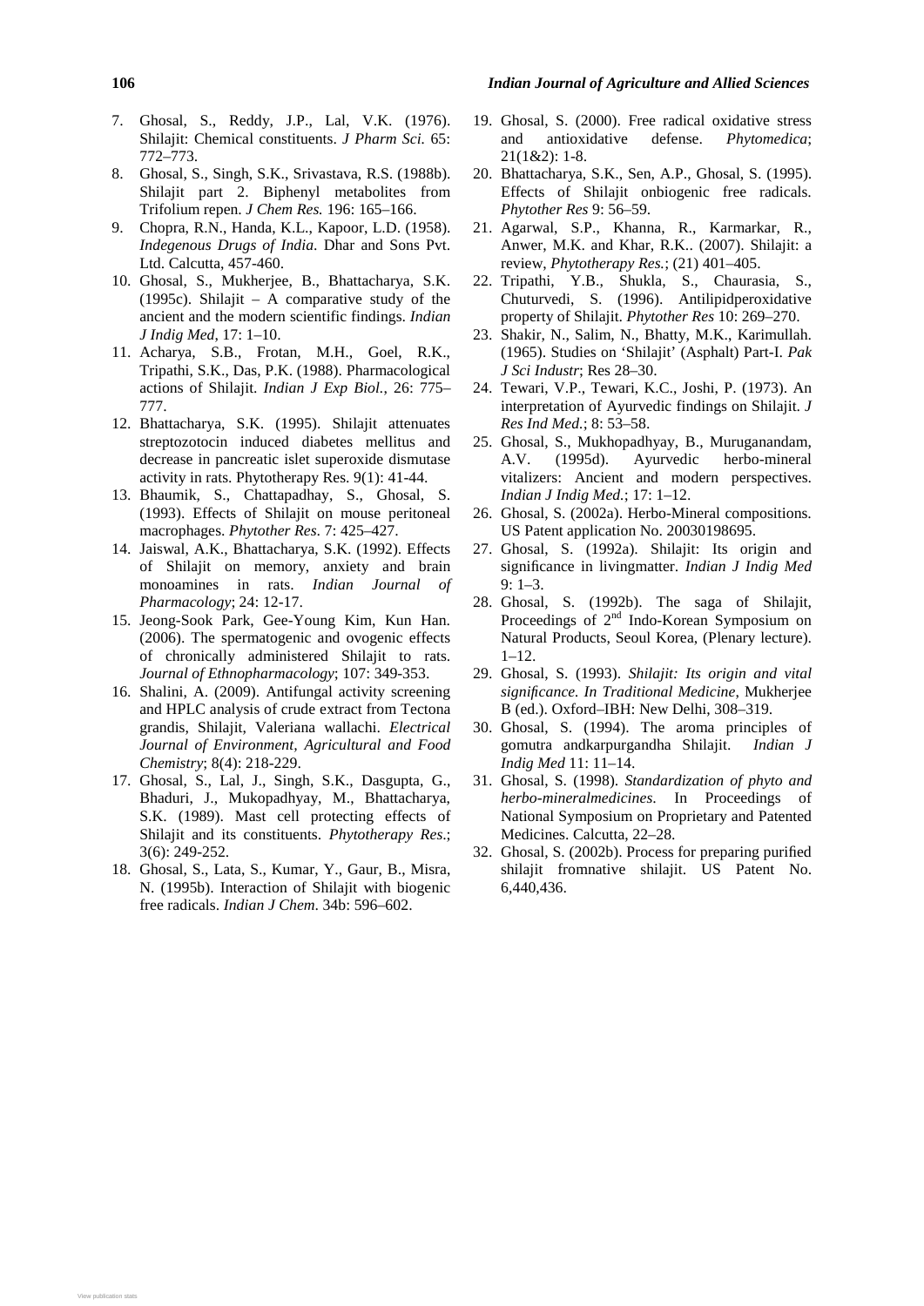7. Ghosal, S., Reddy, J.P., Lal, V.K. (1976). Shilajit: Chemical constituents. *J Pharm Sci.* 65: 772–773.
8. Ghosal, S., Singh, S.K., Srivastava, R.S. (1988b). Shilajit part 2. Biphenyl metabolites from Trifolium repen. *J Chem Res.* 196: 165–166.
9. Chopra, R.N., Handa, K.L., Kapoor, L.D. (1958). *Indegenous Drugs of India.* Dhar and Sons Pvt. Ltd. Calcutta, 457-460.
10. Ghosal, S., Mukherjee, B., Bhattacharya, S.K. (1995c). Shilajit – A comparative study of the ancient and the modern scientific findings. *Indian J Indig Med,* 17: 1–10.
11. Acharya, S.B., Frotan, M.H., Goel, R.K., Tripathi, S.K., Das, P.K. (1988). Pharmacological actions of Shilajit. *Indian J Exp Biol.*, 26: 775–777.
12. Bhattacharya, S.K. (1995). Shilajit attenuates streptozotocin induced diabetes mellitus and decrease in pancreatic islet superoxide dismutase activity in rats. Phytotherapy Res. 9(1): 41-44.
13. Bhaumik, S., Chattapadhay, S., Ghosal, S. (1993). Effects of Shilajit on mouse peritoneal macrophages. *Phytother Res*. 7: 425–427.
14. Jaiswal, A.K., Bhattacharya, S.K. (1992). Effects of Shilajit on memory, anxiety and brain monoamines in rats. *Indian Journal of Pharmacology*; 24: 12-17.
15. Jeong-Sook Park, Gee-Young Kim, Kun Han. (2006). The spermatogenic and ovogenic effects of chronically administered Shilajit to rats. *Journal of Ethnopharmacology*; 107: 349-353.
16. Shalini, A. (2009). Antifungal activity screening and HPLC analysis of crude extract from Tectona grandis, Shilajit, Valeriana wallachi. *Electrical Journal of Environment, Agricultural and Food Chemistry*; 8(4): 218-229.
17. Ghosal, S., Lal, J., Singh, S.K., Dasgupta, G., Bhaduri, J., Mukopadhyay, M., Bhattacharya, S.K. (1989). Mast cell protecting effects of Shilajit and its constituents. *Phytotherapy Res.*; 3(6): 249-252.
18. Ghosal, S., Lata, S., Kumar, Y., Gaur, B., Misra, N. (1995b). Interaction of Shilajit with biogenic free radicals. *Indian J Chem*. 34b: 596–602.
19. Ghosal, S. (2000). Free radical oxidative stress and antioxidative defense. *Phytomedica*; 21(1&2): 1-8.
20. Bhattacharya, S.K., Sen, A.P., Ghosal, S. (1995). Effects of Shilajit onbiogenic free radicals. *Phytother Res* 9: 56–59.
21. Agarwal, S.P., Khanna, R., Karmarkar, R., Anwer, M.K. and Khar, R.K.. (2007). Shilajit: a review, *Phytotherapy Res.*; (21) 401–405.
22. Tripathi, Y.B., Shukla, S., Chaurasia, S., Chuturvedi, S. (1996). Antilipidperoxidative property of Shilajit. *Phytother Res* 10: 269–270.
23. Shakir, N., Salim, N., Bhatty, M.K., Karimullah. (1965). Studies on 'Shilajit' (Asphalt) Part-I. *Pak J Sci Industr*; Res 28–30.
24. Tewari, V.P., Tewari, K.C., Joshi, P. (1973). An interpretation of Ayurvedic findings on Shilajit. *J Res Ind Med.*; 8: 53–58.
25. Ghosal, S., Mukhopadhyay, B., Muruganandam, A.V. (1995d). Ayurvedic herbo-mineral vitalizers: Ancient and modern perspectives. *Indian J Indig Med.*; 17: 1–12.
26. Ghosal, S. (2002a). Herbo-Mineral compositions. US Patent application No. 20030198695.
27. Ghosal, S. (1992a). Shilajit: Its origin and significance in livingmatter. *Indian J Indig Med* 9: 1–3.
28. Ghosal, S. (1992b). The saga of Shilajit, Proceedings of 2nd Indo-Korean Symposium on Natural Products, Seoul Korea, (Plenary lecture). 1–12.
29. Ghosal, S. (1993). *Shilajit: Its origin and vital significance. In Traditional Medicine*, Mukherjee B (ed.). Oxford–IBH: New Delhi, 308–319.
30. Ghosal, S. (1994). The aroma principles of gomutra andkarpurgandha Shilajit. *Indian J Indig Med* 11: 11–14.
31. Ghosal, S. (1998). *Standardization of phyto and herbo-mineralmedicines*. In Proceedings of National Symposium on Proprietary and Patented Medicines. Calcutta, 22–28.
32. Ghosal, S. (2002b). Process for preparing purified shilajit fromnative shilajit. US Patent No. 6,440,436.